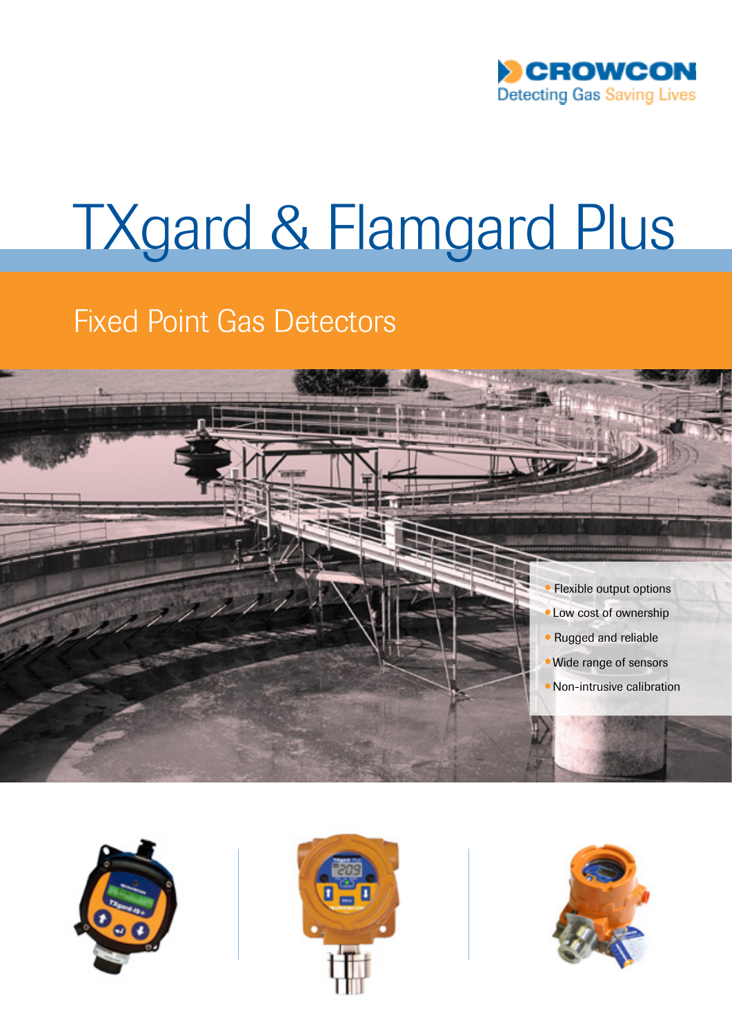CROWCON

Detecting Gas Saving Lives

# TXgard & Flamgard Plus

## Fixed Point Gas Detectors

- Flexible output options
- Low cost of ownership
- Rugged and reliable
- Wide range of sensors
- Non-intrusive calibration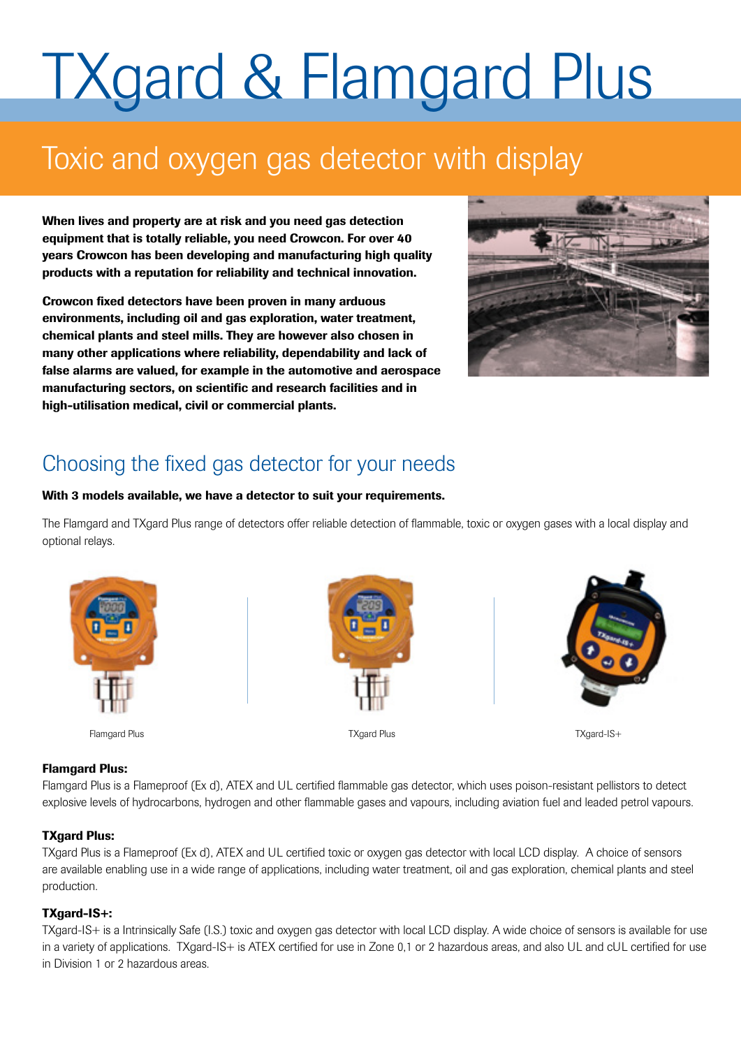# TXgard & Flamgard Plus

## Toxic and oxygen gas detector with display

**When lives and property are at risk and you need gas detection equipment that is totally reliable, you need Crowcon. For over 40 years Crowcon has been developing and manufacturing high quality products with a reputation for reliability and technical innovation.**

**Crowcon fixed detectors have been proven in many arduous environments, including oil and gas exploration, water treatment, chemical plants and steel mills. They are however also chosen in many other applications where reliability, dependability and lack of false alarms are valued, for example in the automotive and aerospace manufacturing sectors, on scientific and research facilities and in high-utilisation medical, civil or commercial plants.**

## Choosing the fixed gas detector for your needs

**With 3 models available, we have a detector to suit your requirements.**

The Flamgard and TXgard Plus range of detectors offer reliable detection of flammable, toxic or oxygen gases with a local display and optional relays.

Flamgard Plus

TXgard Plus

TXgard-IS+

### Flamgard Plus:

Flamgard Plus is a Flameproof (Ex d), ATEX and UL certified flammable gas detector, which uses poison-resistant pellistors to detect explosive levels of hydrocarbons, hydrogen and other flammable gases and vapours, including aviation fuel and leaded petrol vapours.

### TXgard Plus:

TXgard Plus is a Flameproof (Ex d), ATEX and UL certified toxic or oxygen gas detector with local LCD display. A choice of sensors are available enabling use in a wide range of applications, including water treatment, oil and gas exploration, chemical plants and steel production.

### TXgard-IS+:

TXgard-IS+ is a Intrinsically Safe (I.S.) toxic and oxygen gas detector with local LCD display. A wide choice of sensors is available for use in a variety of applications. TXgard-IS+ is ATEX certified for use in Zone 0,1 or 2 hazardous areas, and also UL and cUL certified for use in Division 1 or 2 hazardous areas.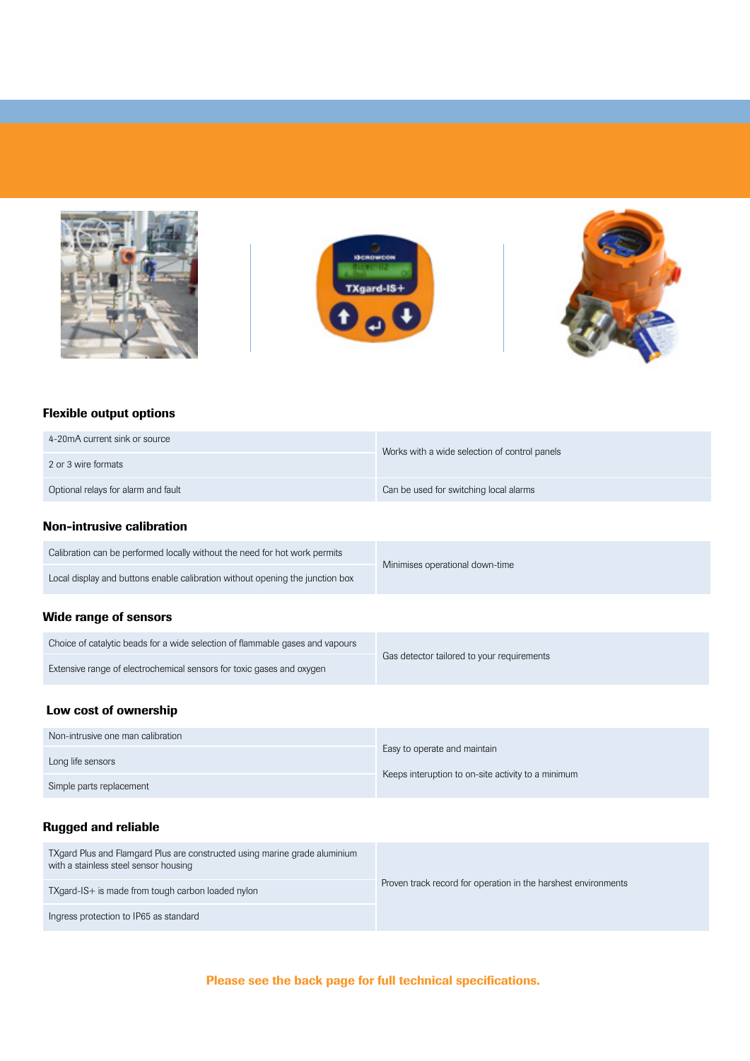### Flexible output options

| | |
|---|---|
| 4-20mA current sink or source | Works with a wide selection of control panels |
| 2 or 3 wire formats | |
| Optional relays for alarm and fault | Can be used for switching local alarms |

### Non-intrusive calibration

| | |
|---|---|
| Calibration can be performed locally without the need for hot work permits | Minimises operational down-time |
| Local display and buttons enable calibration without opening the junction box | |

### Wide range of sensors

| | |
|---|---|
| Choice of catalytic beads for a wide selection of flammable gases and vapours | Gas detector tailored to your requirements |
| Extensive range of electrochemical sensors for toxic gases and oxygen | |

### Low cost of ownership

| | |
|---|---|
| Non-intrusive one man calibration | Easy to operate and maintain |
| Long life sensors | Keeps interuption to on-site activity to a minimum |
| Simple parts replacement | |

### Rugged and reliable

| | |
|---|---|
| TXgard Plus and Flamgard Plus are constructed using marine grade aluminium with a stainless steel sensor housing | Proven track record for operation in the harshest environments |
| TXgard-IS+ is made from tough carbon loaded nylon | |
| Ingress protection to IP65 as standard | |

**Please see the back page for full technical specifications.**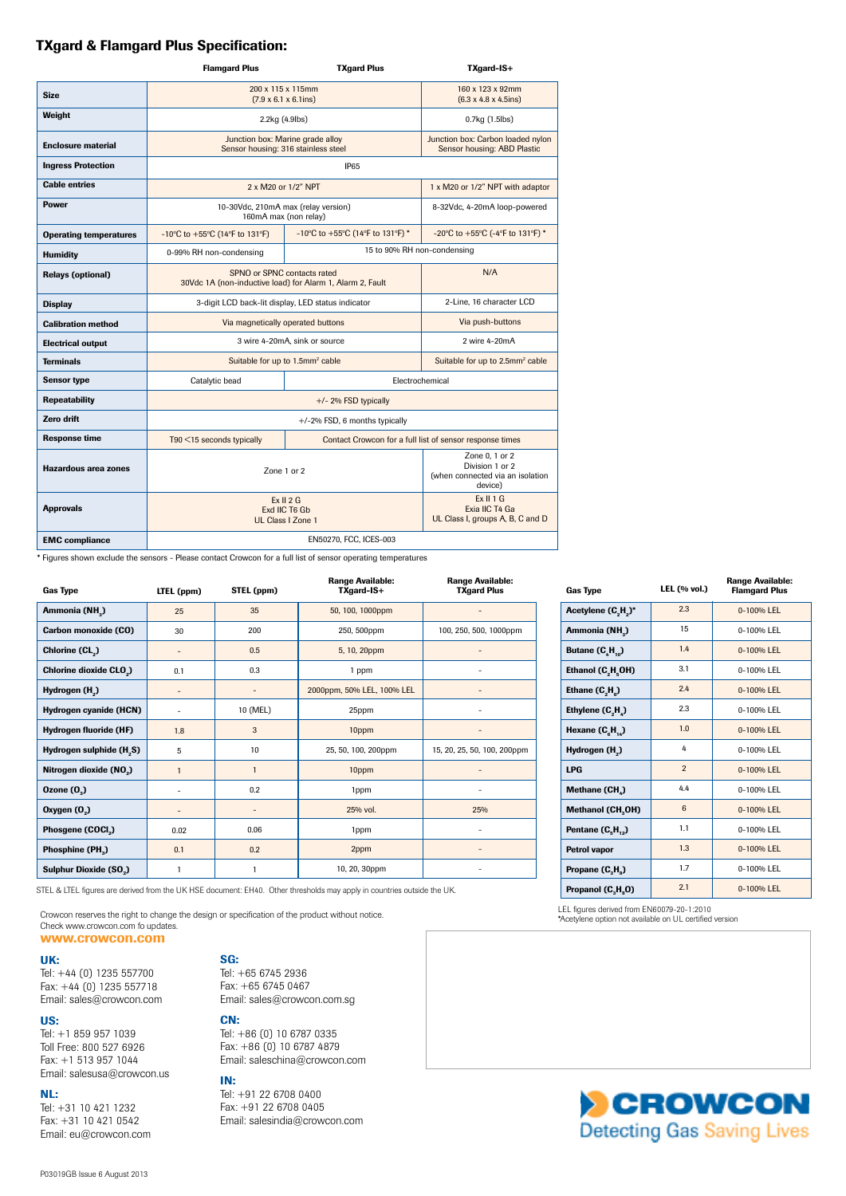## TXgard & Flamgard Plus Specification:

| | Flamgard Plus | TXgard Plus | TXgard-IS+ |
|---|---|---|---|
| **Size** | 200 x 115 x 115mm (7.9 x 6.1 x 6.1ins) | | 160 x 123 x 92mm (6.3 x 4.8 x 4.5ins) |
| **Weight** | 2.2kg (4.9lbs) | | 0.7kg (1.5lbs) |
| **Enclosure material** | Junction box: Marine grade alloy Sensor housing: 316 stainless steel | | Junction box: Carbon loaded nylon Sensor housing: ABD Plastic |
| **Ingress Protection** | IP65 | | |
| **Cable entries** | 2 x M20 or 1/2" NPT | | 1 x M20 or 1/2" NPT with adaptor |
| **Power** | 10-30Vdc, 210mA max (relay version) 160mA max (non relay) | | 8-32Vdc, 4-20mA loop-powered |
| **Operating temperatures** | -10°C to +55°C (14°F to 131°F) | -10°C to +55°C (14°F to 131°F) * | -20°C to +55°C (-4°F to 131°F) * |
| **Humidity** | 0-99% RH non-condensing | 15 to 90% RH non-condensing | |
| **Relays (optional)** | SPNO or SPNC contacts rated 30Vdc 1A (non-inductive load) for Alarm 1, Alarm 2, Fault | | N/A |
| **Display** | 3-digit LCD back-lit display, LED status indicator | | 2-Line, 16 character LCD |
| **Calibration method** | Via magnetically operated buttons | | Via push-buttons |
| **Electrical output** | 3 wire 4-20mA, sink or source | | 2 wire 4-20mA |
| **Terminals** | Suitable for up to 1.5mm² cable | | Suitable for up to 2.5mm² cable |
| **Sensor type** | Catalytic bead | Electrochemical | |
| **Repeatability** | +/- 2% FSD typically | | |
| **Zero drift** | +/-2% FSD, 6 months typically | | |
| **Response time** | T90 <15 seconds typically | Contact Crowcon for a full list of sensor response times | |
| **Hazardous area zones** | Zone 1 or 2 | | Zone 0, 1 or 2 Division 1 or 2 (when connected via an isolation device) |
| **Approvals** | Ex II 2 G Exd IIC T6 Gb UL Class I Zone 1 | | Ex II 1 G Exia IIC T4 Ga UL Class I, groups A, B, C and D |
| **EMC compliance** | EN50270, FCC, ICES-003 | | |

\* Figures shown exclude the sensors - Please contact Crowcon for a full list of sensor operating temperatures

| Gas Type | LTEL (ppm) | STEL (ppm) | Range Available: TXgard-IS+ | Range Available: TXgard Plus |
|---|---|---|---|---|
| **Ammonia ($NH_3$)** | 25 | 35 | 50, 100, 1000ppm | - |
| **Carbon monoxide (CO)** | 30 | 200 | 250, 500ppm | 100, 250, 500, 1000ppm |
| **Chlorine ($CL_2$)** | - | 0.5 | 5, 10, 20ppm | - |
| **Chlorine dioxide $CLO_2$)** | 0.1 | 0.3 | 1 ppm | - |
| **Hydrogen ($H_2$)** | - | - | 2000ppm, 50% LEL, 100% LEL | - |
| **Hydrogen cyanide (HCN)** | - | 10 (MEL) | 25ppm | - |
| **Hydrogen fluoride (HF)** | 1.8 | 3 | 10ppm | - |
| **Hydrogen sulphide ($H_2S$)** | 5 | 10 | 25, 50, 100, 200ppm | 15, 20, 25, 50, 100, 200ppm |
| **Nitrogen dioxide ($NO_2$)** | 1 | 1 | 10ppm | - |
| **Ozone ($O_3$)** | - | 0.2 | 1ppm | - |
| **Oxygen ($O_2$)** | - | - | 25% vol. | 25% |
| **Phosgene ($COCl_2$)** | 0.02 | 0.06 | 1ppm | - |
| **Phosphine ($PH_3$)** | 0.1 | 0.2 | 2ppm | - |
| **Sulphur Dioxide ($SO_2$)** | 1 | 1 | 10, 20, 30ppm | - |

STEL & LTEL figures are derived from the UK HSE document: EH40. Other thresholds may apply in countries outside the UK.

| Gas Type | LEL (% vol.) | Range Available: Flamgard Plus |
|---|---|---|
| **Acetylene ($C_2H_2$)*** | 2.3 | 0-100% LEL |
| **Ammonia ($NH_3$)** | 15 | 0-100% LEL |
| **Butane ($C_4H_{10}$)** | 1.4 | 0-100% LEL |
| **Ethanol ($C_2H_5OH$)** | 3.1 | 0-100% LEL |
| **Ethane ($C_2H_6$)** | 2.4 | 0-100% LEL |
| **Ethylene ($C_2H_4$)** | 2.3 | 0-100% LEL |
| **Hexane ($C_6H_{14}$)** | 1.0 | 0-100% LEL |
| **Hydrogen ($H_2$)** | 4 | 0-100% LEL |
| **LPG** | 2 | 0-100% LEL |
| **Methane ($CH_4$)** | 4.4 | 0-100% LEL |
| **Methanol ($CH_3OH$)** | 6 | 0-100% LEL |
| **Pentane ($C_5H_{12}$)** | 1.1 | 0-100% LEL |
| **Petrol vapor** | 1.3 | 0-100% LEL |
| **Propane ($C_3H_8$)** | 1.7 | 0-100% LEL |
| **Propanol ($C_3H_8O$)** | 2.1 | 0-100% LEL |

LEL figures derived from EN60079-20-1:2010
*Acetylene option not available on UL certified version

Crowcon reserves the right to change the design or specification of the product without notice. Check www.crowcon.com fo updates.

**www.crowcon.com**

**UK:**
Tel: +44 (0) 1235 557700
Fax: +44 (0) 1235 557718
Email: sales@crowcon.com

**US:**
Tel: +1 859 957 1039
Toll Free: 800 527 6926
Fax: +1 513 957 1044
Email: salesusa@crowcon.us

**NL:**
Tel: +31 10 421 1232
Fax: +31 10 421 0542
Email: eu@crowcon.com

**SG:**
Tel: +65 6745 2936
Fax: +65 6745 0467
Email: sales@crowcon.com.sg

**CN:**
Tel: +86 (0) 10 6787 0335
Fax: +86 (0) 10 6787 4879
Email: saleschina@crowcon.com

**IN:**
Tel: +91 22 6708 0400
Fax: +91 22 6708 0405
Email: salesindia@crowcon.com

CROWCON
Detecting Gas Saving Lives

P03019GB Issue 6 August 2013